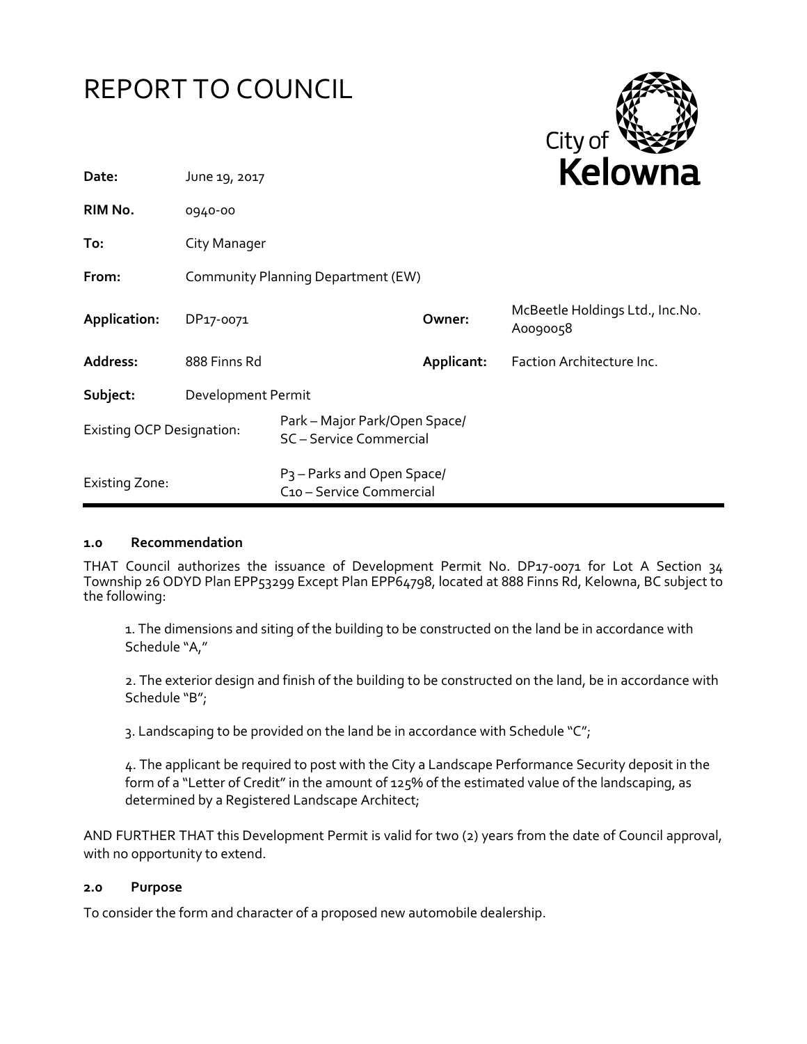# REPORT TO COUNCIL

| | | | |
|---|---|---|---|
| **Date:** | June 19, 2017 | | |
| **RIM No.** | 0940-00 | | |
| **To:** | City Manager | | |
| **From:** | Community Planning Department (EW) | | |
| **Application:** | DP17-0071 | **Owner:** | McBeetle Holdings Ltd., Inc.No. A0090058 |
| **Address:** | 888 Finns Rd | **Applicant:** | Faction Architecture Inc. |
| **Subject:** | Development Permit | | |
| Existing OCP Designation: | Park – Major Park/Open Space/ SC – Service Commercial | | |
| Existing Zone: | P3 – Parks and Open Space/ C10 – Service Commercial | | |

### 1.0 Recommendation

THAT Council authorizes the issuance of Development Permit No. DP17-0071 for Lot A Section 34 Township 26 ODYD Plan EPP53299 Except Plan EPP64798, located at 888 Finns Rd, Kelowna, BC subject to the following:

1. The dimensions and siting of the building to be constructed on the land be in accordance with Schedule "A,"

2. The exterior design and finish of the building to be constructed on the land, be in accordance with Schedule "B";

3. Landscaping to be provided on the land be in accordance with Schedule "C";

4. The applicant be required to post with the City a Landscape Performance Security deposit in the form of a "Letter of Credit" in the amount of 125% of the estimated value of the landscaping, as determined by a Registered Landscape Architect;

AND FURTHER THAT this Development Permit is valid for two (2) years from the date of Council approval, with no opportunity to extend.

### 2.0 Purpose

To consider the form and character of a proposed new automobile dealership.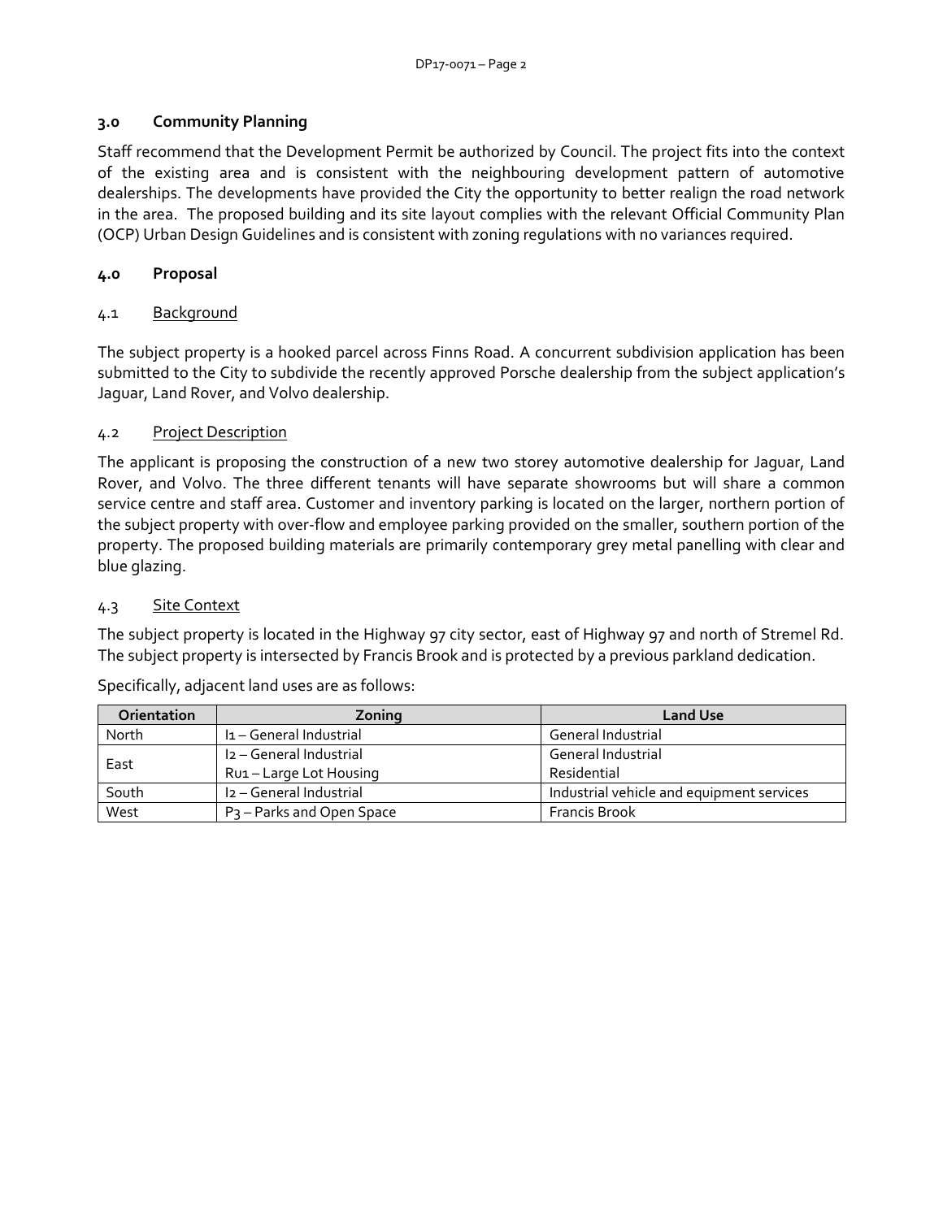## 3.0 Community Planning

Staff recommend that the Development Permit be authorized by Council. The project fits into the context of the existing area and is consistent with the neighbouring development pattern of automotive dealerships. The developments have provided the City the opportunity to better realign the road network in the area. The proposed building and its site layout complies with the relevant Official Community Plan (OCP) Urban Design Guidelines and is consistent with zoning regulations with no variances required.

## 4.0 Proposal

### 4.1 Background

The subject property is a hooked parcel across Finns Road. A concurrent subdivision application has been submitted to the City to subdivide the recently approved Porsche dealership from the subject application's Jaguar, Land Rover, and Volvo dealership.

### 4.2 Project Description

The applicant is proposing the construction of a new two storey automotive dealership for Jaguar, Land Rover, and Volvo. The three different tenants will have separate showrooms but will share a common service centre and staff area. Customer and inventory parking is located on the larger, northern portion of the subject property with over-flow and employee parking provided on the smaller, southern portion of the property. The proposed building materials are primarily contemporary grey metal panelling with clear and blue glazing.

### 4.3 Site Context

The subject property is located in the Highway 97 city sector, east of Highway 97 and north of Stremel Rd. The subject property is intersected by Francis Brook and is protected by a previous parkland dedication.

Specifically, adjacent land uses are as follows:

| Orientation | Zoning | Land Use |
|---|---|---|
| North | I1 – General Industrial | General Industrial |
| East | I2 – General Industrial<br>RU1 – Large Lot Housing | General Industrial<br>Residential |
| South | I2 – General Industrial | Industrial vehicle and equipment services |
| West | P3 – Parks and Open Space | Francis Brook |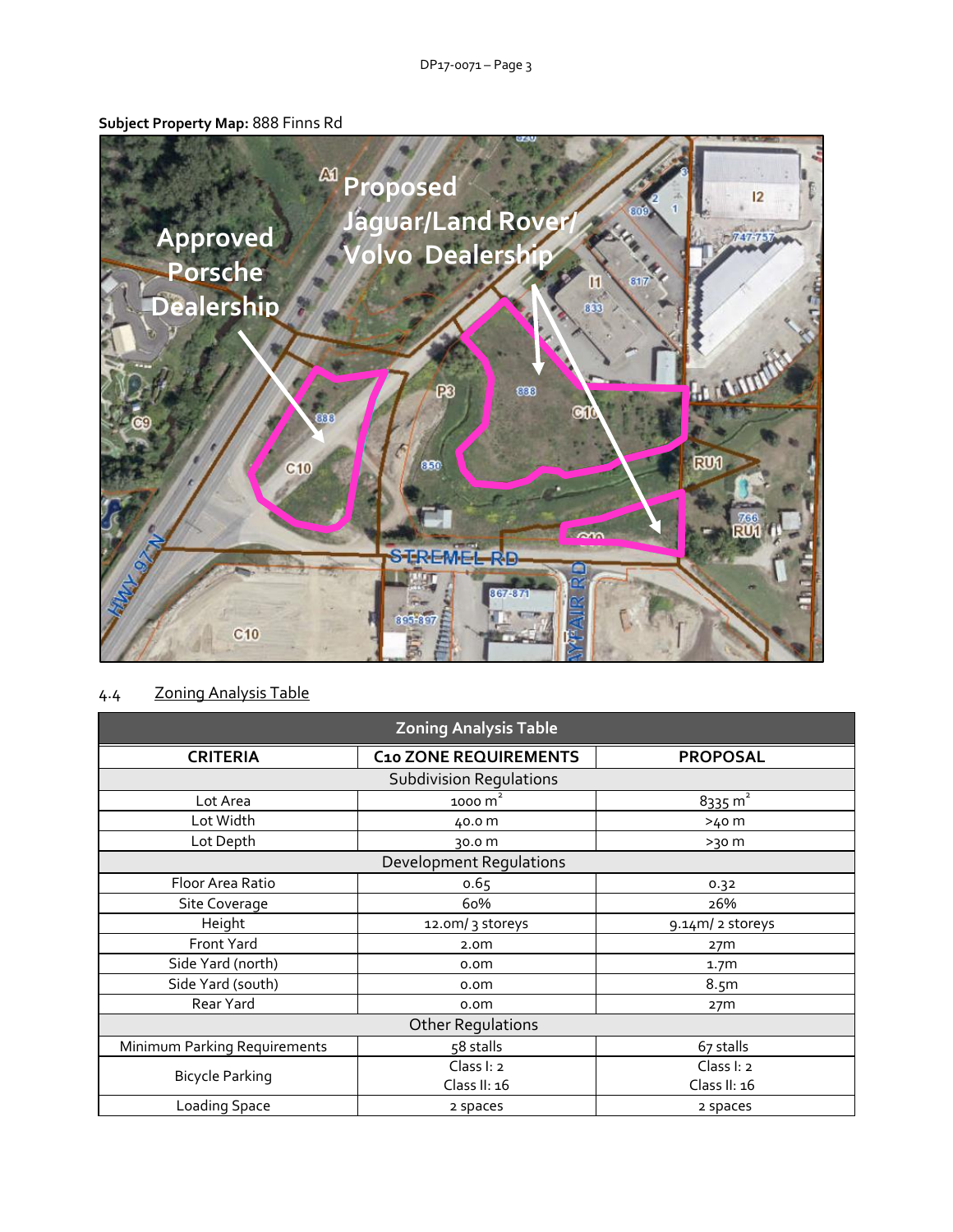**Subject Property Map:** 888 Finns Rd

4.4 Zoning Analysis Table

| Zoning Analysis Table | | |
|---|---|---|
| **CRITERIA** | **C10 ZONE REQUIREMENTS** | **PROPOSAL** |
| Subdivision Regulations | | |
| Lot Area | 1000 $m^2$ | 8335 $m^2$ |
| Lot Width | 40.0 m | >40 m |
| Lot Depth | 30.0 m | >30 m |
| Development Regulations | | |
| Floor Area Ratio | 0.65 | 0.32 |
| Site Coverage | 60% | 26% |
| Height | 12.0m/ 3 storeys | 9.14m/ 2 storeys |
| Front Yard | 2.0m | 27m |
| Side Yard (north) | 0.0m | 1.7m |
| Side Yard (south) | 0.0m | 8.5m |
| Rear Yard | 0.0m | 27m |
| Other Regulations | | |
| Minimum Parking Requirements | 58 stalls | 67 stalls |
| Bicycle Parking | Class I: 2<br>Class II: 16 | Class I: 2<br>Class II: 16 |
| Loading Space | 2 spaces | 2 spaces |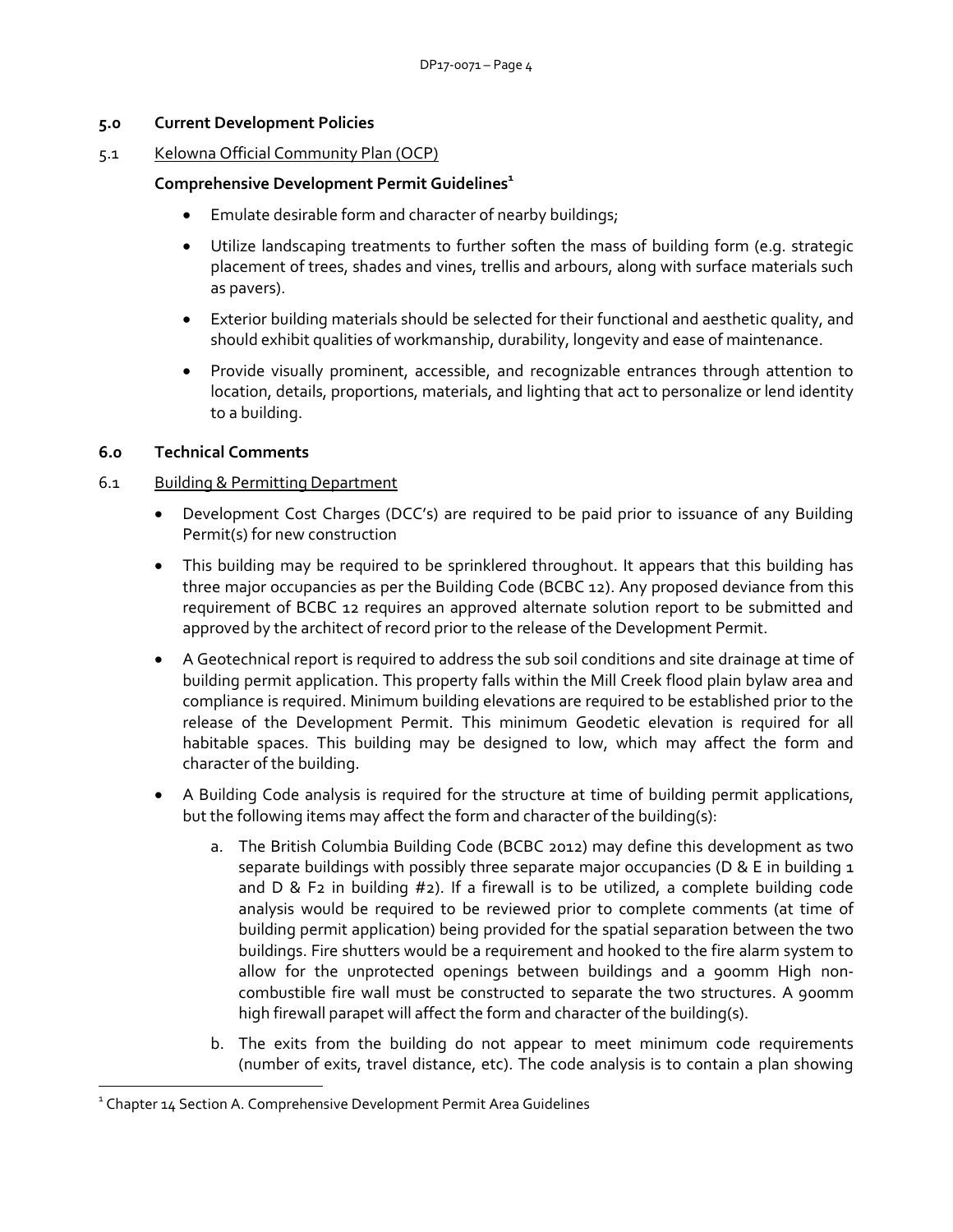## 5.0 Current Development Policies

### 5.1 Kelowna Official Community Plan (OCP)

**Comprehensive Development Permit Guidelines**[1]

- Emulate desirable form and character of nearby buildings;
- Utilize landscaping treatments to further soften the mass of building form (e.g. strategic placement of trees, shades and vines, trellis and arbours, along with surface materials such as pavers).
- Exterior building materials should be selected for their functional and aesthetic quality, and should exhibit qualities of workmanship, durability, longevity and ease of maintenance.
- Provide visually prominent, accessible, and recognizable entrances through attention to location, details, proportions, materials, and lighting that act to personalize or lend identity to a building.

## 6.0 Technical Comments

### 6.1 Building & Permitting Department

- Development Cost Charges (DCC's) are required to be paid prior to issuance of any Building Permit(s) for new construction
- This building may be required to be sprinklered throughout. It appears that this building has three major occupancies as per the Building Code (BCBC 12). Any proposed deviance from this requirement of BCBC 12 requires an approved alternate solution report to be submitted and approved by the architect of record prior to the release of the Development Permit.
- A Geotechnical report is required to address the sub soil conditions and site drainage at time of building permit application. This property falls within the Mill Creek flood plain bylaw area and compliance is required. Minimum building elevations are required to be established prior to the release of the Development Permit. This minimum Geodetic elevation is required for all habitable spaces. This building may be designed to low, which may affect the form and character of the building.
- A Building Code analysis is required for the structure at time of building permit applications, but the following items may affect the form and character of the building(s):
  a. The British Columbia Building Code (BCBC 2012) may define this development as two separate buildings with possibly three separate major occupancies (D & E in building 1 and D & F2 in building #2). If a firewall is to be utilized, a complete building code analysis would be required to be reviewed prior to complete comments (at time of building permit application) being provided for the spatial separation between the two buildings. Fire shutters would be a requirement and hooked to the fire alarm system to allow for the unprotected openings between buildings and a 900mm High non-combustible fire wall must be constructed to separate the two structures. A 900mm high firewall parapet will affect the form and character of the building(s).
  b. The exits from the building do not appear to meet minimum code requirements (number of exits, travel distance, etc). The code analysis is to contain a plan showing

[1] Chapter 14 Section A. Comprehensive Development Permit Area Guidelines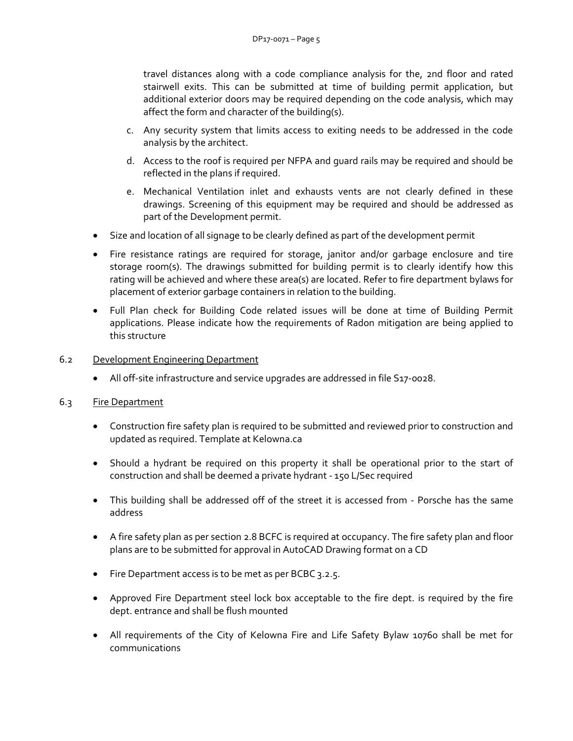travel distances along with a code compliance analysis for the, 2nd floor and rated stairwell exits. This can be submitted at time of building permit application, but additional exterior doors may be required depending on the code analysis, which may affect the form and character of the building(s).

   c. Any security system that limits access to exiting needs to be addressed in the code analysis by the architect.

   d. Access to the roof is required per NFPA and guard rails may be required and should be reflected in the plans if required.

   e. Mechanical Ventilation inlet and exhausts vents are not clearly defined in these drawings. Screening of this equipment may be required and should be addressed as part of the Development permit.

- Size and location of all signage to be clearly defined as part of the development permit
- Fire resistance ratings are required for storage, janitor and/or garbage enclosure and tire storage room(s). The drawings submitted for building permit is to clearly identify how this rating will be achieved and where these area(s) are located. Refer to fire department bylaws for placement of exterior garbage containers in relation to the building.
- Full Plan check for Building Code related issues will be done at time of Building Permit applications. Please indicate how the requirements of Radon mitigation are being applied to this structure

6.2 Development Engineering Department

- All off-site infrastructure and service upgrades are addressed in file S17-0028.

6.3 Fire Department

- Construction fire safety plan is required to be submitted and reviewed prior to construction and updated as required. Template at Kelowna.ca
- Should a hydrant be required on this property it shall be operational prior to the start of construction and shall be deemed a private hydrant - 150 L/Sec required
- This building shall be addressed off of the street it is accessed from - Porsche has the same address
- A fire safety plan as per section 2.8 BCFC is required at occupancy. The fire safety plan and floor plans are to be submitted for approval in AutoCAD Drawing format on a CD
- Fire Department access is to be met as per BCBC 3.2.5.
- Approved Fire Department steel lock box acceptable to the fire dept. is required by the fire dept. entrance and shall be flush mounted
- All requirements of the City of Kelowna Fire and Life Safety Bylaw 10760 shall be met for communications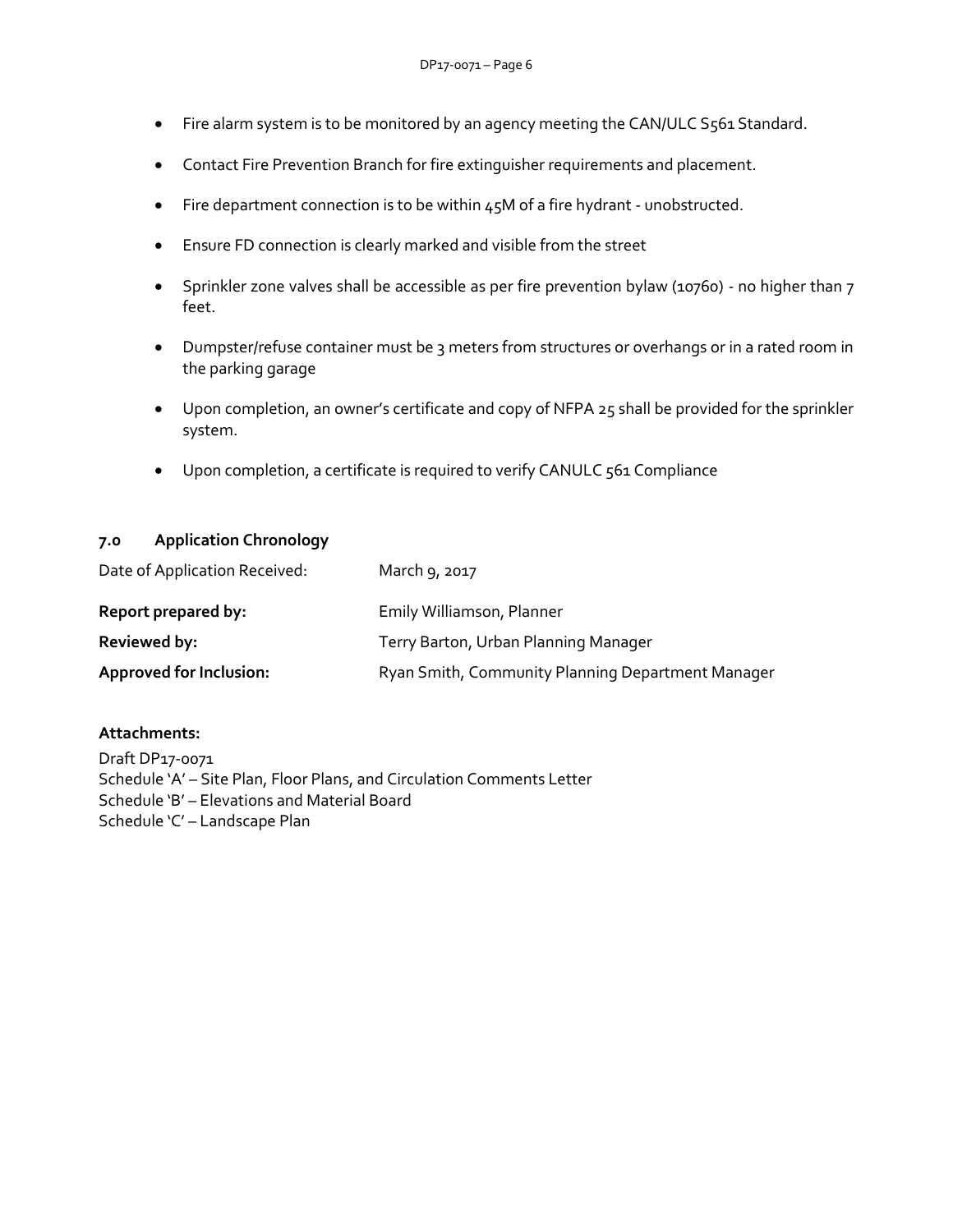- Fire alarm system is to be monitored by an agency meeting the CAN/ULC S561 Standard.
- Contact Fire Prevention Branch for fire extinguisher requirements and placement.
- Fire department connection is to be within 45M of a fire hydrant - unobstructed.
- Ensure FD connection is clearly marked and visible from the street
- Sprinkler zone valves shall be accessible as per fire prevention bylaw (10760) - no higher than 7 feet.
- Dumpster/refuse container must be 3 meters from structures or overhangs or in a rated room in the parking garage
- Upon completion, an owner's certificate and copy of NFPA 25 shall be provided for the sprinkler system.
- Upon completion, a certificate is required to verify CANULC 561 Compliance

### 7.0 Application Chronology

| | |
|---|---|
| Date of Application Received: | March 9, 2017 |
| **Report prepared by:** | Emily Williamson, Planner |
| **Reviewed by:** | Terry Barton, Urban Planning Manager |
| **Approved for Inclusion:** | Ryan Smith, Community Planning Department Manager |

**Attachments:**

Draft DP17-0071
Schedule 'A' – Site Plan, Floor Plans, and Circulation Comments Letter
Schedule 'B' – Elevations and Material Board
Schedule 'C' – Landscape Plan